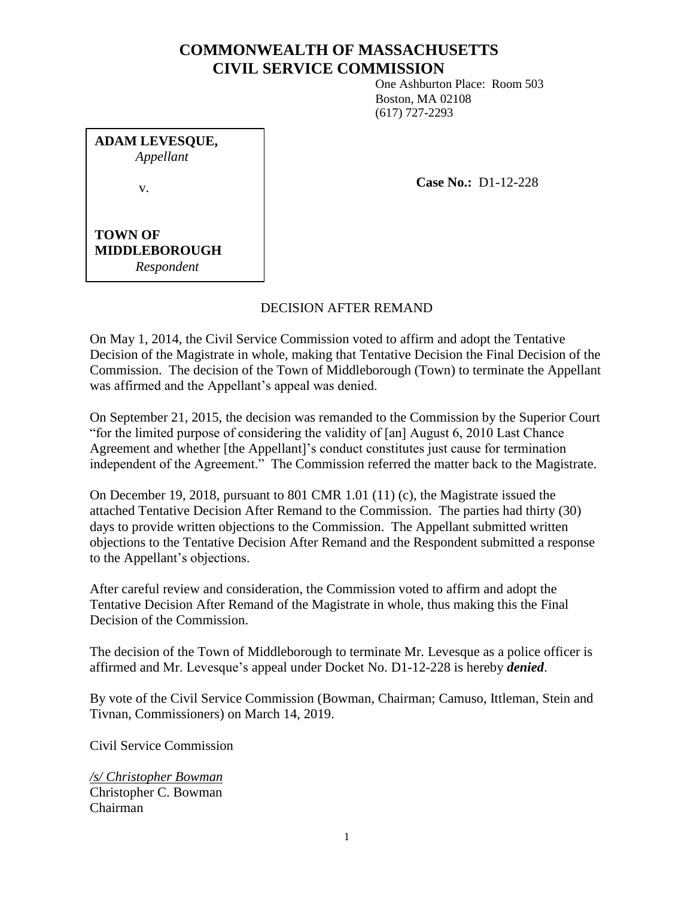# COMMONWEALTH OF MASSACHUSETTS
# CIVIL SERVICE COMMISSION

One Ashburton Place: Room 503
Boston, MA 02108
(617) 727-2293

**ADAM LEVESQUE,**
*Appellant*

v.

**TOWN OF MIDDLEBOROUGH**
*Respondent*

**Case No.:** D1-12-228

DECISION AFTER REMAND

On May 1, 2014, the Civil Service Commission voted to affirm and adopt the Tentative Decision of the Magistrate in whole, making that Tentative Decision the Final Decision of the Commission. The decision of the Town of Middleborough (Town) to terminate the Appellant was affirmed and the Appellant's appeal was denied.

On September 21, 2015, the decision was remanded to the Commission by the Superior Court "for the limited purpose of considering the validity of [an] August 6, 2010 Last Chance Agreement and whether [the Appellant]'s conduct constitutes just cause for termination independent of the Agreement." The Commission referred the matter back to the Magistrate.

On December 19, 2018, pursuant to 801 CMR 1.01 (11) (c), the Magistrate issued the attached Tentative Decision After Remand to the Commission. The parties had thirty (30) days to provide written objections to the Commission. The Appellant submitted written objections to the Tentative Decision After Remand and the Respondent submitted a response to the Appellant's objections.

After careful review and consideration, the Commission voted to affirm and adopt the Tentative Decision After Remand of the Magistrate in whole, thus making this the Final Decision of the Commission.

The decision of the Town of Middleborough to terminate Mr. Levesque as a police officer is affirmed and Mr. Levesque's appeal under Docket No. D1-12-228 is hereby ***denied***.

By vote of the Civil Service Commission (Bowman, Chairman; Camuso, Ittleman, Stein and Tivnan, Commissioners) on March 14, 2019.

Civil Service Commission

*/s/ Christopher Bowman*
Christopher C. Bowman
Chairman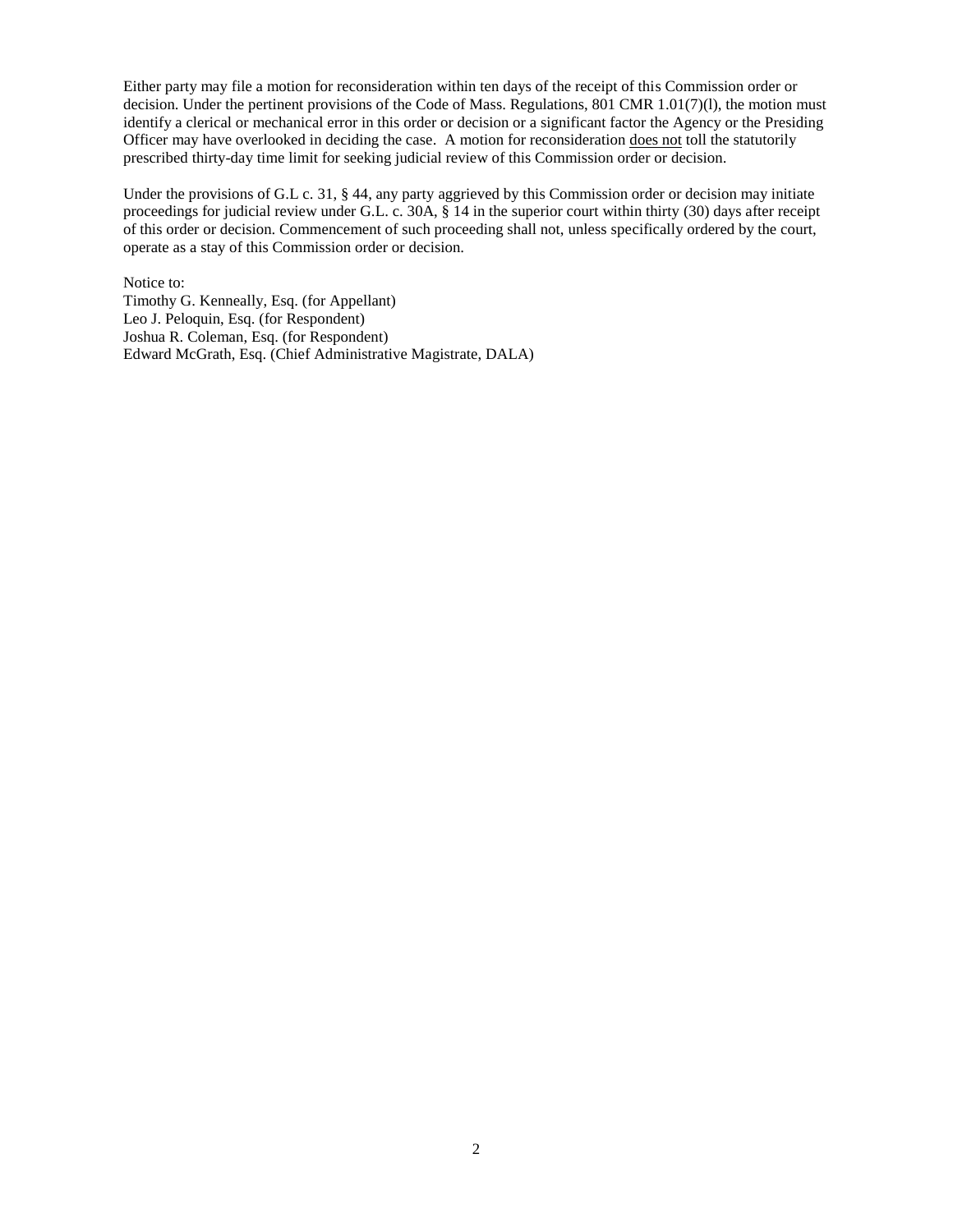Either party may file a motion for reconsideration within ten days of the receipt of this Commission order or decision. Under the pertinent provisions of the Code of Mass. Regulations, 801 CMR 1.01(7)(l), the motion must identify a clerical or mechanical error in this order or decision or a significant factor the Agency or the Presiding Officer may have overlooked in deciding the case. A motion for reconsideration <u>does not</u> toll the statutorily prescribed thirty-day time limit for seeking judicial review of this Commission order or decision.

Under the provisions of G.L c. 31, § 44, any party aggrieved by this Commission order or decision may initiate proceedings for judicial review under G.L. c. 30A, § 14 in the superior court within thirty (30) days after receipt of this order or decision. Commencement of such proceeding shall not, unless specifically ordered by the court, operate as a stay of this Commission order or decision.

Notice to:
Timothy G. Kenneally, Esq. (for Appellant)
Leo J. Peloquin, Esq. (for Respondent)
Joshua R. Coleman, Esq. (for Respondent)
Edward McGrath, Esq. (Chief Administrative Magistrate, DALA)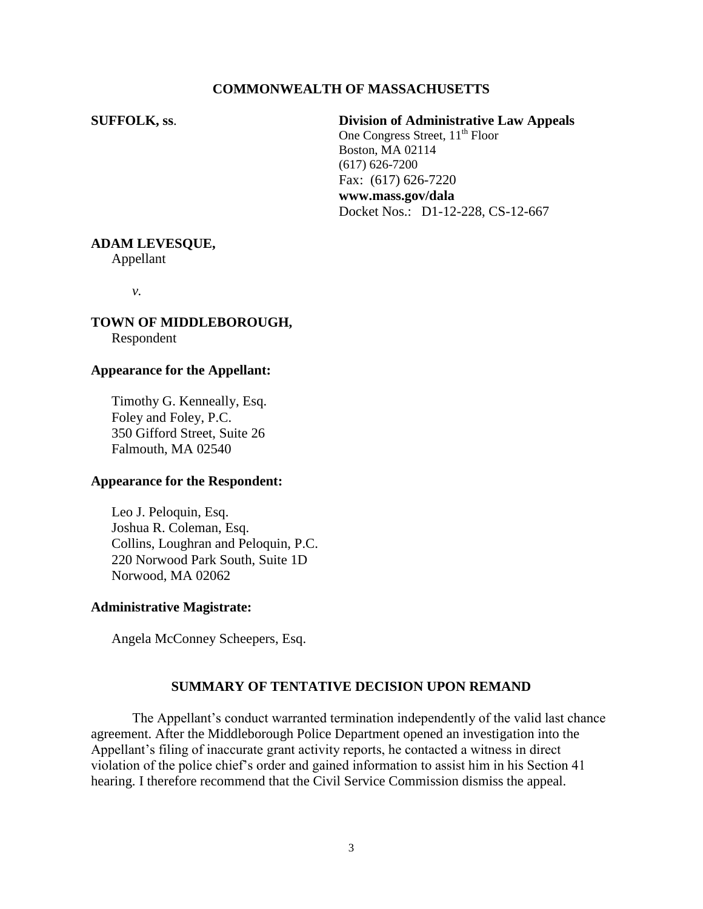**COMMONWEALTH OF MASSACHUSETTS**

**SUFFOLK, ss.**

**Division of Administrative Law Appeals**
One Congress Street, 11th Floor
Boston, MA 02114
(617) 626-7200
Fax: (617) 626-7220
**www.mass.gov/dala**
Docket Nos.: D1-12-228, CS-12-667

**ADAM LEVESQUE,**
Appellant

*v.*

**TOWN OF MIDDLEBOROUGH,**
Respondent

**Appearance for the Appellant:**

Timothy G. Kenneally, Esq.
Foley and Foley, P.C.
350 Gifford Street, Suite 26
Falmouth, MA 02540

**Appearance for the Respondent:**

Leo J. Peloquin, Esq.
Joshua R. Coleman, Esq.
Collins, Loughran and Peloquin, P.C.
220 Norwood Park South, Suite 1D
Norwood, MA 02062

**Administrative Magistrate:**

Angela McConney Scheepers, Esq.

## SUMMARY OF TENTATIVE DECISION UPON REMAND

The Appellant's conduct warranted termination independently of the valid last chance agreement. After the Middleborough Police Department opened an investigation into the Appellant's filing of inaccurate grant activity reports, he contacted a witness in direct violation of the police chief's order and gained information to assist him in his Section 41 hearing. I therefore recommend that the Civil Service Commission dismiss the appeal.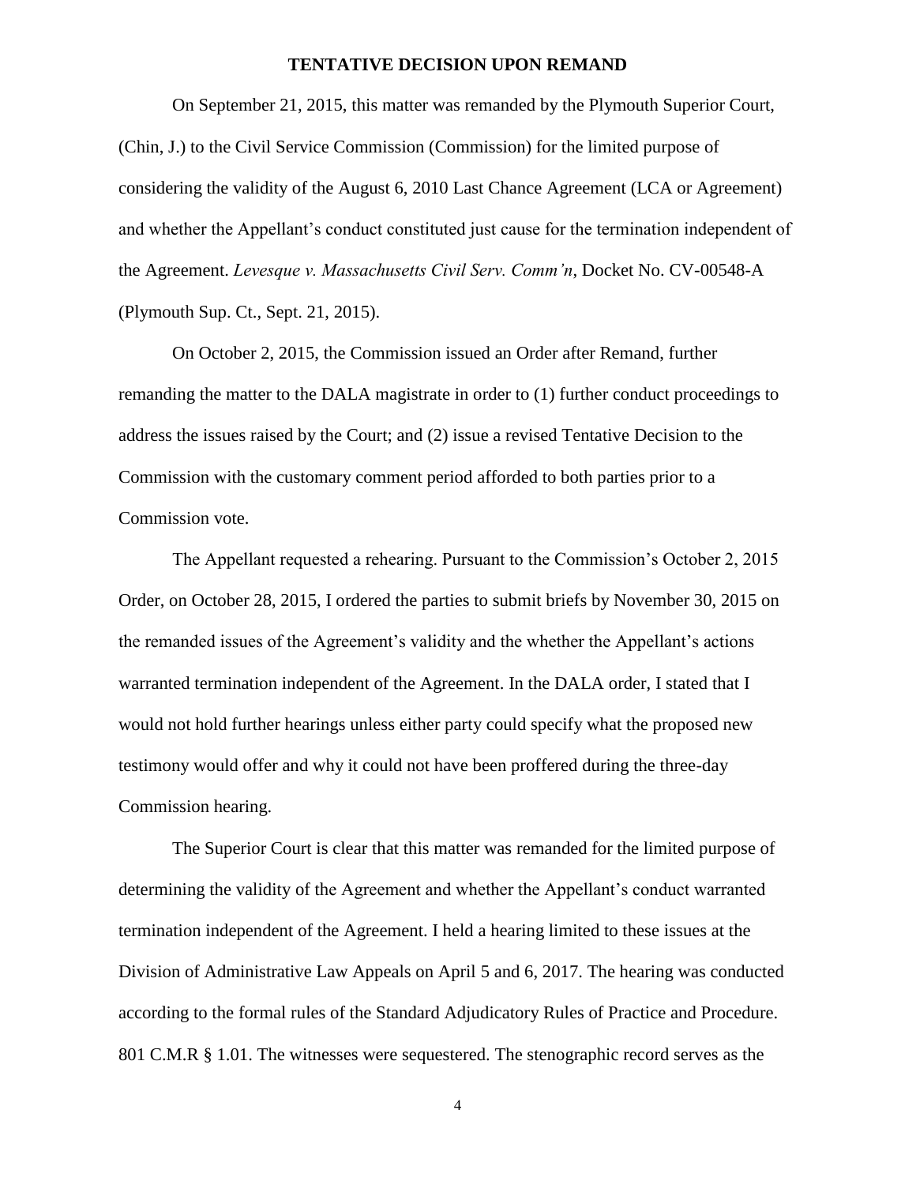# TENTATIVE DECISION UPON REMAND

On September 21, 2015, this matter was remanded by the Plymouth Superior Court, (Chin, J.) to the Civil Service Commission (Commission) for the limited purpose of considering the validity of the August 6, 2010 Last Chance Agreement (LCA or Agreement) and whether the Appellant's conduct constituted just cause for the termination independent of the Agreement. *Levesque v. Massachusetts Civil Serv. Comm'n*, Docket No. CV-00548-A (Plymouth Sup. Ct., Sept. 21, 2015).

On October 2, 2015, the Commission issued an Order after Remand, further remanding the matter to the DALA magistrate in order to (1) further conduct proceedings to address the issues raised by the Court; and (2) issue a revised Tentative Decision to the Commission with the customary comment period afforded to both parties prior to a Commission vote.

The Appellant requested a rehearing. Pursuant to the Commission's October 2, 2015 Order, on October 28, 2015, I ordered the parties to submit briefs by November 30, 2015 on the remanded issues of the Agreement's validity and the whether the Appellant's actions warranted termination independent of the Agreement. In the DALA order, I stated that I would not hold further hearings unless either party could specify what the proposed new testimony would offer and why it could not have been proffered during the three-day Commission hearing.

The Superior Court is clear that this matter was remanded for the limited purpose of determining the validity of the Agreement and whether the Appellant's conduct warranted termination independent of the Agreement. I held a hearing limited to these issues at the Division of Administrative Law Appeals on April 5 and 6, 2017. The hearing was conducted according to the formal rules of the Standard Adjudicatory Rules of Practice and Procedure. 801 C.M.R § 1.01. The witnesses were sequestered. The stenographic record serves as the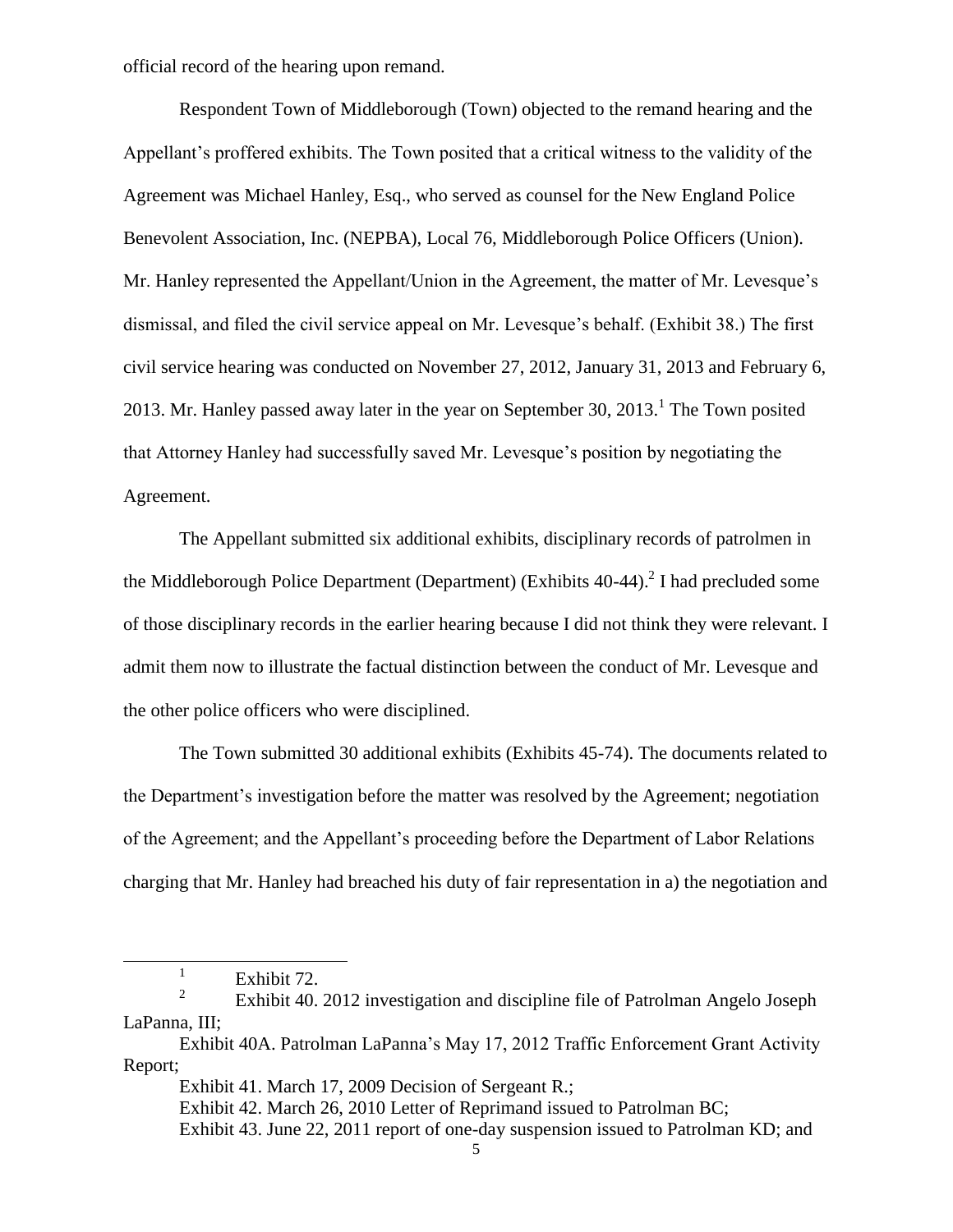official record of the hearing upon remand.

Respondent Town of Middleborough (Town) objected to the remand hearing and the Appellant's proffered exhibits. The Town posited that a critical witness to the validity of the Agreement was Michael Hanley, Esq., who served as counsel for the New England Police Benevolent Association, Inc. (NEPBA), Local 76, Middleborough Police Officers (Union). Mr. Hanley represented the Appellant/Union in the Agreement, the matter of Mr. Levesque's dismissal, and filed the civil service appeal on Mr. Levesque's behalf. (Exhibit 38.) The first civil service hearing was conducted on November 27, 2012, January 31, 2013 and February 6, 2013. Mr. Hanley passed away later in the year on September 30, 2013.[1] The Town posited that Attorney Hanley had successfully saved Mr. Levesque's position by negotiating the Agreement.

The Appellant submitted six additional exhibits, disciplinary records of patrolmen in the Middleborough Police Department (Department) (Exhibits 40-44).[2] I had precluded some of those disciplinary records in the earlier hearing because I did not think they were relevant. I admit them now to illustrate the factual distinction between the conduct of Mr. Levesque and the other police officers who were disciplined.

The Town submitted 30 additional exhibits (Exhibits 45-74). The documents related to the Department's investigation before the matter was resolved by the Agreement; negotiation of the Agreement; and the Appellant's proceeding before the Department of Labor Relations charging that Mr. Hanley had breached his duty of fair representation in a) the negotiation and

---

[1] Exhibit 72.

[2] Exhibit 40. 2012 investigation and discipline file of Patrolman Angelo Joseph LaPanna, III;

Exhibit 40A. Patrolman LaPanna's May 17, 2012 Traffic Enforcement Grant Activity Report;

Exhibit 41. March 17, 2009 Decision of Sergeant R.;

Exhibit 42. March 26, 2010 Letter of Reprimand issued to Patrolman BC;

Exhibit 43. June 22, 2011 report of one-day suspension issued to Patrolman KD; and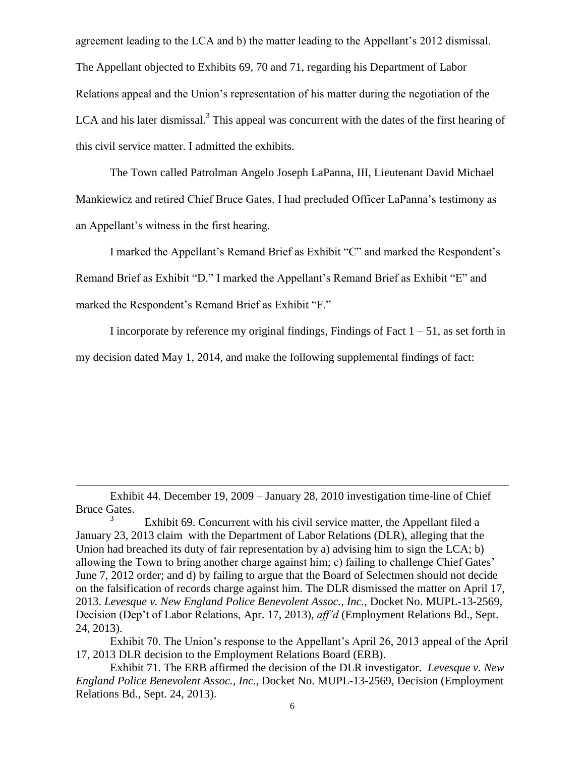agreement leading to the LCA and b) the matter leading to the Appellant's 2012 dismissal. The Appellant objected to Exhibits 69, 70 and 71, regarding his Department of Labor Relations appeal and the Union's representation of his matter during the negotiation of the LCA and his later dismissal.[3] This appeal was concurrent with the dates of the first hearing of this civil service matter. I admitted the exhibits.

The Town called Patrolman Angelo Joseph LaPanna, III, Lieutenant David Michael Mankiewicz and retired Chief Bruce Gates. I had precluded Officer LaPanna's testimony as an Appellant's witness in the first hearing.

I marked the Appellant's Remand Brief as Exhibit "C" and marked the Respondent's Remand Brief as Exhibit "D." I marked the Appellant's Remand Brief as Exhibit "E" and marked the Respondent's Remand Brief as Exhibit "F."

I incorporate by reference my original findings, Findings of Fact 1 – 51, as set forth in my decision dated May 1, 2014, and make the following supplemental findings of fact:

---

Exhibit 44. December 19, 2009 – January 28, 2010 investigation time-line of Chief Bruce Gates.

[3] Exhibit 69. Concurrent with his civil service matter, the Appellant filed a January 23, 2013 claim with the Department of Labor Relations (DLR), alleging that the Union had breached its duty of fair representation by a) advising him to sign the LCA; b) allowing the Town to bring another charge against him; c) failing to challenge Chief Gates' June 7, 2012 order; and d) by failing to argue that the Board of Selectmen should not decide on the falsification of records charge against him. The DLR dismissed the matter on April 17, 2013. *Levesque v. New England Police Benevolent Assoc., Inc.*, Docket No. MUPL-13-2569, Decision (Dep't of Labor Relations, Apr. 17, 2013), *aff'd* (Employment Relations Bd., Sept. 24, 2013).

Exhibit 70. The Union's response to the Appellant's April 26, 2013 appeal of the April 17, 2013 DLR decision to the Employment Relations Board (ERB).

Exhibit 71. The ERB affirmed the decision of the DLR investigator. *Levesque v. New England Police Benevolent Assoc., Inc.*, Docket No. MUPL-13-2569, Decision (Employment Relations Bd., Sept. 24, 2013).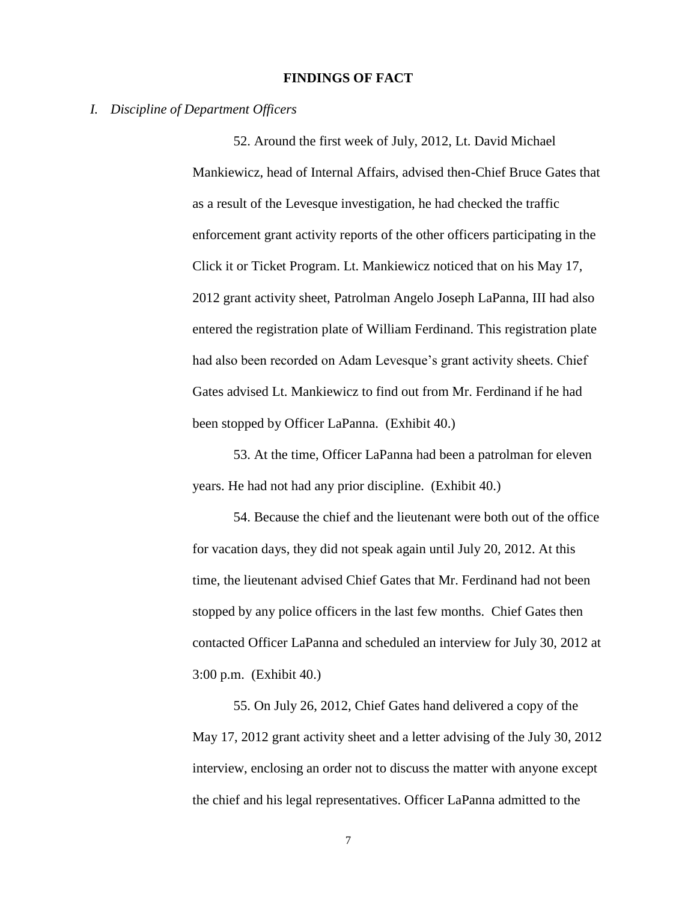## FINDINGS OF FACT

### *I. Discipline of Department Officers*

52. Around the first week of July, 2012, Lt. David Michael Mankiewicz, head of Internal Affairs, advised then-Chief Bruce Gates that as a result of the Levesque investigation, he had checked the traffic enforcement grant activity reports of the other officers participating in the Click it or Ticket Program. Lt. Mankiewicz noticed that on his May 17, 2012 grant activity sheet, Patrolman Angelo Joseph LaPanna, III had also entered the registration plate of William Ferdinand. This registration plate had also been recorded on Adam Levesque's grant activity sheets. Chief Gates advised Lt. Mankiewicz to find out from Mr. Ferdinand if he had been stopped by Officer LaPanna. (Exhibit 40.)

53. At the time, Officer LaPanna had been a patrolman for eleven years. He had not had any prior discipline. (Exhibit 40.)

54. Because the chief and the lieutenant were both out of the office for vacation days, they did not speak again until July 20, 2012. At this time, the lieutenant advised Chief Gates that Mr. Ferdinand had not been stopped by any police officers in the last few months. Chief Gates then contacted Officer LaPanna and scheduled an interview for July 30, 2012 at 3:00 p.m. (Exhibit 40.)

55. On July 26, 2012, Chief Gates hand delivered a copy of the May 17, 2012 grant activity sheet and a letter advising of the July 30, 2012 interview, enclosing an order not to discuss the matter with anyone except the chief and his legal representatives. Officer LaPanna admitted to the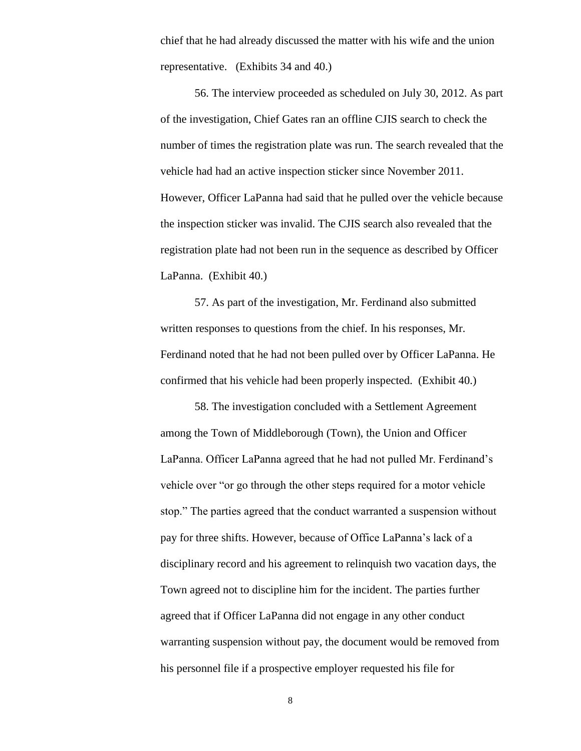chief that he had already discussed the matter with his wife and the union representative. (Exhibits 34 and 40.)

56. The interview proceeded as scheduled on July 30, 2012. As part of the investigation, Chief Gates ran an offline CJIS search to check the number of times the registration plate was run. The search revealed that the vehicle had had an active inspection sticker since November 2011. However, Officer LaPanna had said that he pulled over the vehicle because the inspection sticker was invalid. The CJIS search also revealed that the registration plate had not been run in the sequence as described by Officer LaPanna. (Exhibit 40.)

57. As part of the investigation, Mr. Ferdinand also submitted written responses to questions from the chief. In his responses, Mr. Ferdinand noted that he had not been pulled over by Officer LaPanna. He confirmed that his vehicle had been properly inspected. (Exhibit 40.)

58. The investigation concluded with a Settlement Agreement among the Town of Middleborough (Town), the Union and Officer LaPanna. Officer LaPanna agreed that he had not pulled Mr. Ferdinand's vehicle over "or go through the other steps required for a motor vehicle stop." The parties agreed that the conduct warranted a suspension without pay for three shifts. However, because of Office LaPanna's lack of a disciplinary record and his agreement to relinquish two vacation days, the Town agreed not to discipline him for the incident. The parties further agreed that if Officer LaPanna did not engage in any other conduct warranting suspension without pay, the document would be removed from his personnel file if a prospective employer requested his file for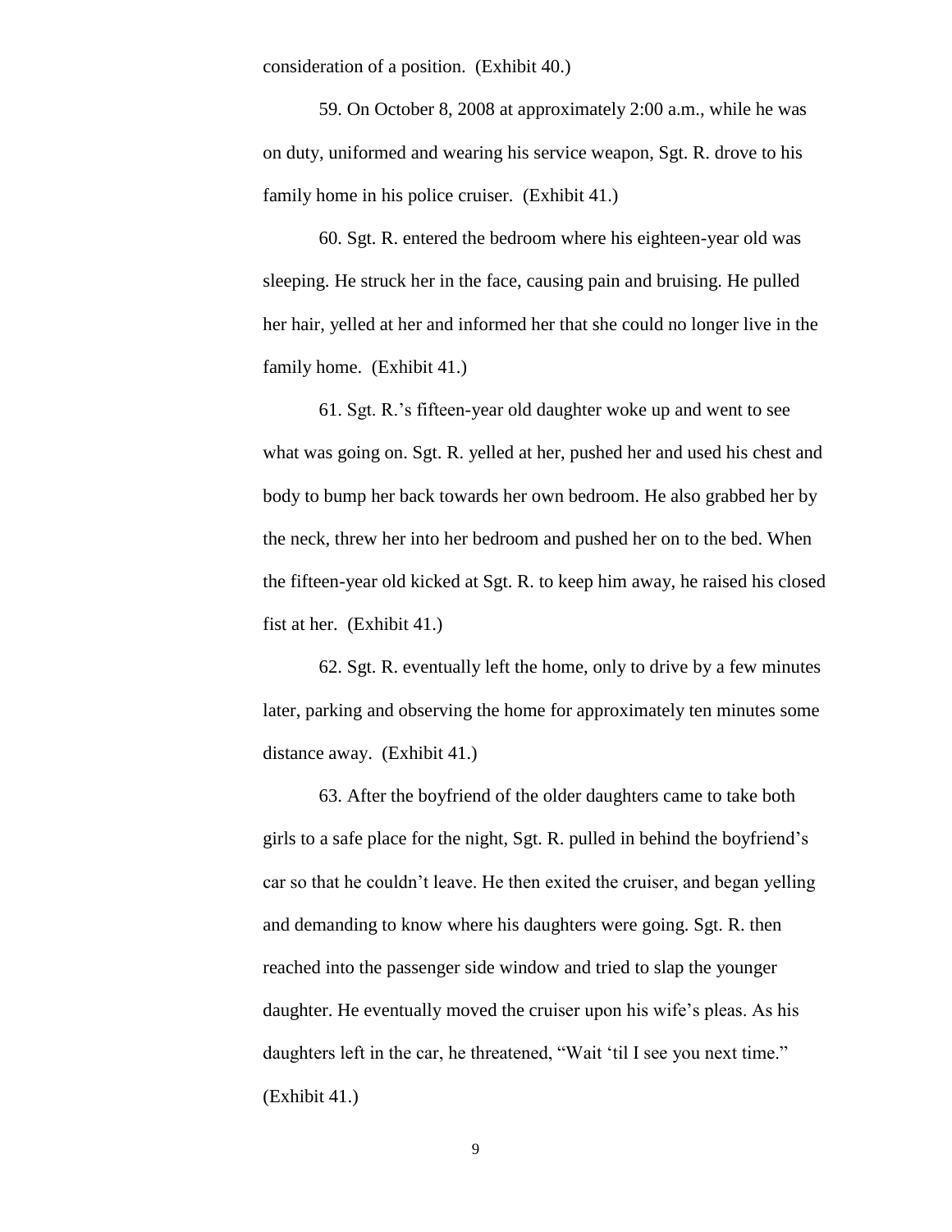consideration of a position. (Exhibit 40.)

59. On October 8, 2008 at approximately 2:00 a.m., while he was on duty, uniformed and wearing his service weapon, Sgt. R. drove to his family home in his police cruiser. (Exhibit 41.)

60. Sgt. R. entered the bedroom where his eighteen-year old was sleeping. He struck her in the face, causing pain and bruising. He pulled her hair, yelled at her and informed her that she could no longer live in the family home. (Exhibit 41.)

61. Sgt. R.'s fifteen-year old daughter woke up and went to see what was going on. Sgt. R. yelled at her, pushed her and used his chest and body to bump her back towards her own bedroom. He also grabbed her by the neck, threw her into her bedroom and pushed her on to the bed. When the fifteen-year old kicked at Sgt. R. to keep him away, he raised his closed fist at her. (Exhibit 41.)

62. Sgt. R. eventually left the home, only to drive by a few minutes later, parking and observing the home for approximately ten minutes some distance away. (Exhibit 41.)

63. After the boyfriend of the older daughters came to take both girls to a safe place for the night, Sgt. R. pulled in behind the boyfriend's car so that he couldn't leave. He then exited the cruiser, and began yelling and demanding to know where his daughters were going. Sgt. R. then reached into the passenger side window and tried to slap the younger daughter. He eventually moved the cruiser upon his wife's pleas. As his daughters left in the car, he threatened, "Wait 'til I see you next time." (Exhibit 41.)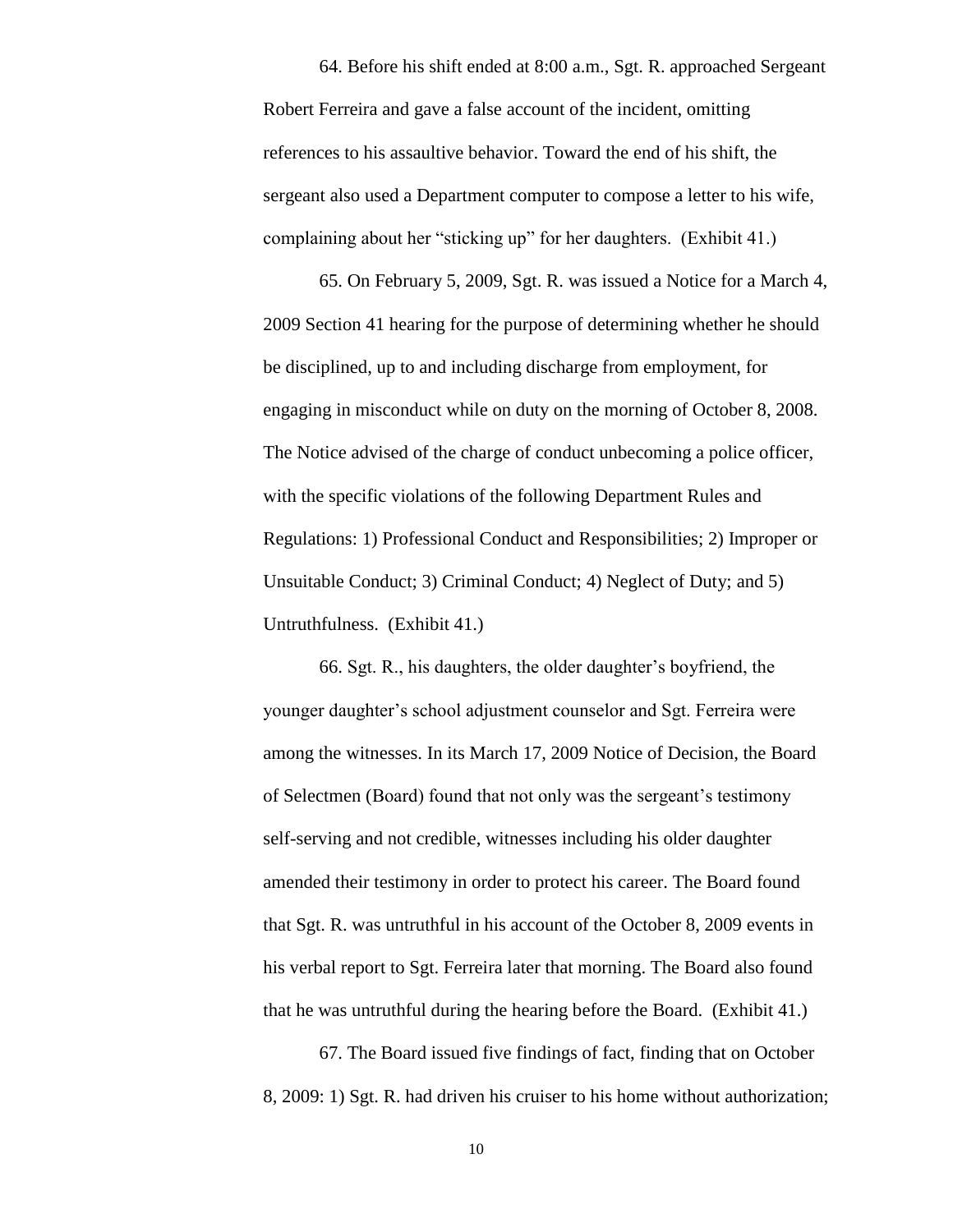64. Before his shift ended at 8:00 a.m., Sgt. R. approached Sergeant Robert Ferreira and gave a false account of the incident, omitting references to his assaultive behavior. Toward the end of his shift, the sergeant also used a Department computer to compose a letter to his wife, complaining about her "sticking up" for her daughters. (Exhibit 41.)

65. On February 5, 2009, Sgt. R. was issued a Notice for a March 4, 2009 Section 41 hearing for the purpose of determining whether he should be disciplined, up to and including discharge from employment, for engaging in misconduct while on duty on the morning of October 8, 2008. The Notice advised of the charge of conduct unbecoming a police officer, with the specific violations of the following Department Rules and Regulations: 1) Professional Conduct and Responsibilities; 2) Improper or Unsuitable Conduct; 3) Criminal Conduct; 4) Neglect of Duty; and 5) Untruthfulness. (Exhibit 41.)

66. Sgt. R., his daughters, the older daughter's boyfriend, the younger daughter's school adjustment counselor and Sgt. Ferreira were among the witnesses. In its March 17, 2009 Notice of Decision, the Board of Selectmen (Board) found that not only was the sergeant's testimony self-serving and not credible, witnesses including his older daughter amended their testimony in order to protect his career. The Board found that Sgt. R. was untruthful in his account of the October 8, 2009 events in his verbal report to Sgt. Ferreira later that morning. The Board also found that he was untruthful during the hearing before the Board. (Exhibit 41.)

67. The Board issued five findings of fact, finding that on October 8, 2009: 1) Sgt. R. had driven his cruiser to his home without authorization;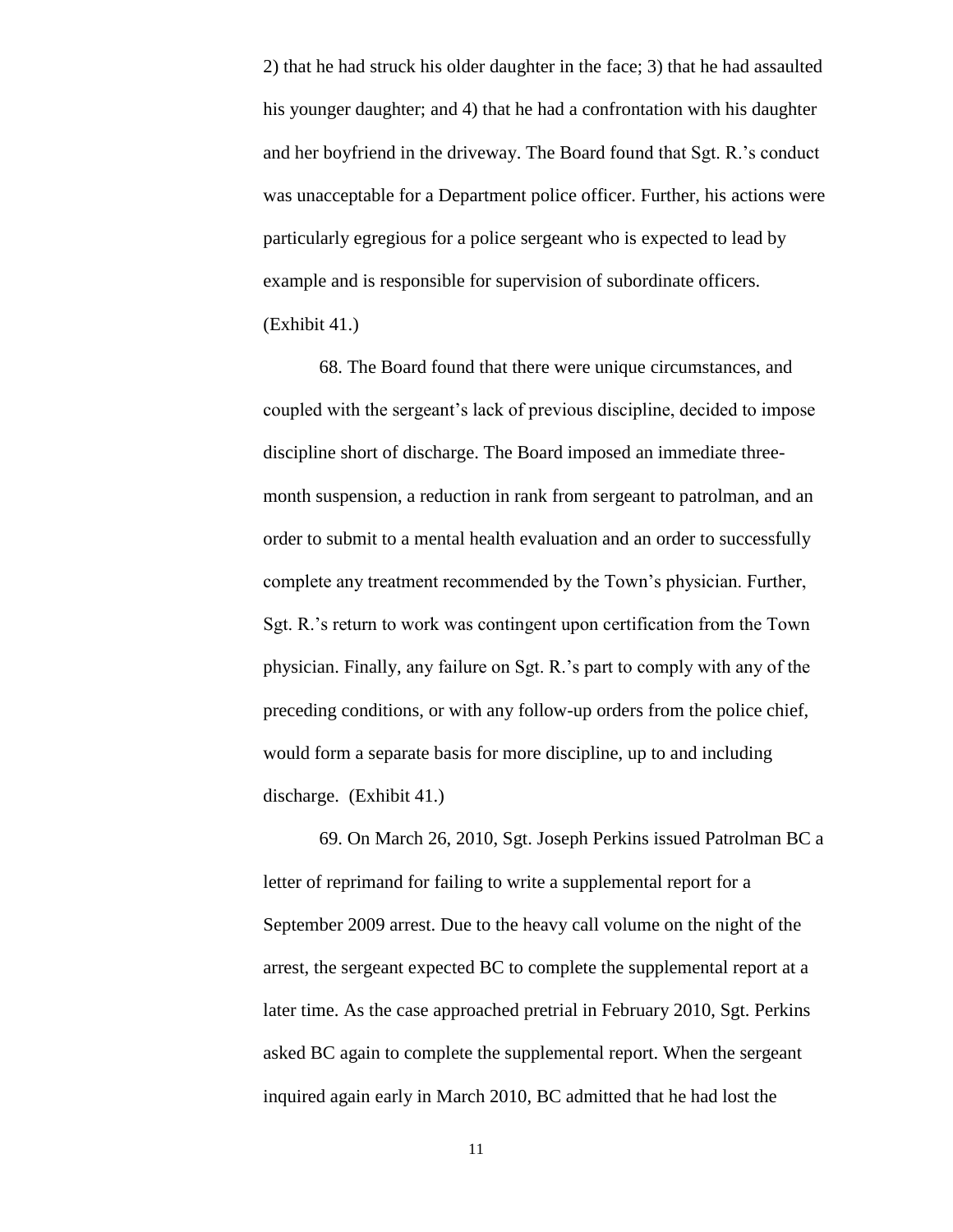2) that he had struck his older daughter in the face; 3) that he had assaulted his younger daughter; and 4) that he had a confrontation with his daughter and her boyfriend in the driveway. The Board found that Sgt. R.'s conduct was unacceptable for a Department police officer. Further, his actions were particularly egregious for a police sergeant who is expected to lead by example and is responsible for supervision of subordinate officers. (Exhibit 41.)

68. The Board found that there were unique circumstances, and coupled with the sergeant's lack of previous discipline, decided to impose discipline short of discharge. The Board imposed an immediate three-month suspension, a reduction in rank from sergeant to patrolman, and an order to submit to a mental health evaluation and an order to successfully complete any treatment recommended by the Town's physician. Further, Sgt. R.'s return to work was contingent upon certification from the Town physician. Finally, any failure on Sgt. R.'s part to comply with any of the preceding conditions, or with any follow-up orders from the police chief, would form a separate basis for more discipline, up to and including discharge. (Exhibit 41.)

69. On March 26, 2010, Sgt. Joseph Perkins issued Patrolman BC a letter of reprimand for failing to write a supplemental report for a September 2009 arrest. Due to the heavy call volume on the night of the arrest, the sergeant expected BC to complete the supplemental report at a later time. As the case approached pretrial in February 2010, Sgt. Perkins asked BC again to complete the supplemental report. When the sergeant inquired again early in March 2010, BC admitted that he had lost the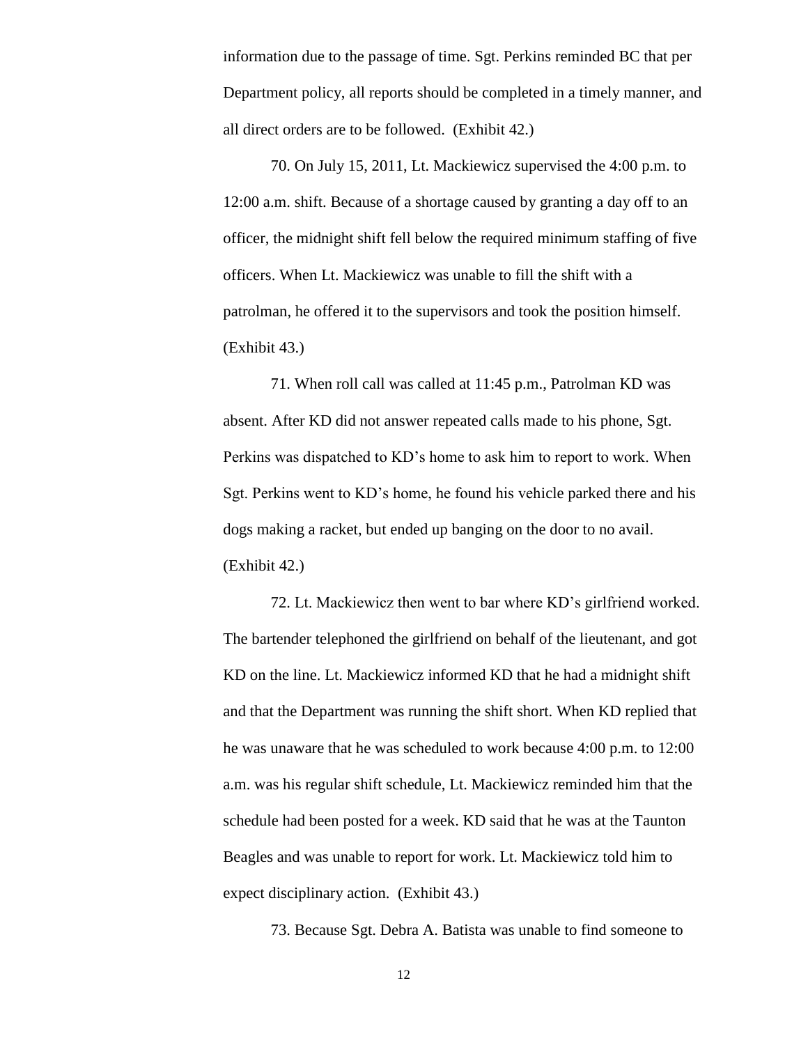information due to the passage of time. Sgt. Perkins reminded BC that per Department policy, all reports should be completed in a timely manner, and all direct orders are to be followed. (Exhibit 42.)

70. On July 15, 2011, Lt. Mackiewicz supervised the 4:00 p.m. to 12:00 a.m. shift. Because of a shortage caused by granting a day off to an officer, the midnight shift fell below the required minimum staffing of five officers. When Lt. Mackiewicz was unable to fill the shift with a patrolman, he offered it to the supervisors and took the position himself. (Exhibit 43.)

71. When roll call was called at 11:45 p.m., Patrolman KD was absent. After KD did not answer repeated calls made to his phone, Sgt. Perkins was dispatched to KD's home to ask him to report to work. When Sgt. Perkins went to KD's home, he found his vehicle parked there and his dogs making a racket, but ended up banging on the door to no avail. (Exhibit 42.)

72. Lt. Mackiewicz then went to bar where KD's girlfriend worked. The bartender telephoned the girlfriend on behalf of the lieutenant, and got KD on the line. Lt. Mackiewicz informed KD that he had a midnight shift and that the Department was running the shift short. When KD replied that he was unaware that he was scheduled to work because 4:00 p.m. to 12:00 a.m. was his regular shift schedule, Lt. Mackiewicz reminded him that the schedule had been posted for a week. KD said that he was at the Taunton Beagles and was unable to report for work. Lt. Mackiewicz told him to expect disciplinary action. (Exhibit 43.)

73. Because Sgt. Debra A. Batista was unable to find someone to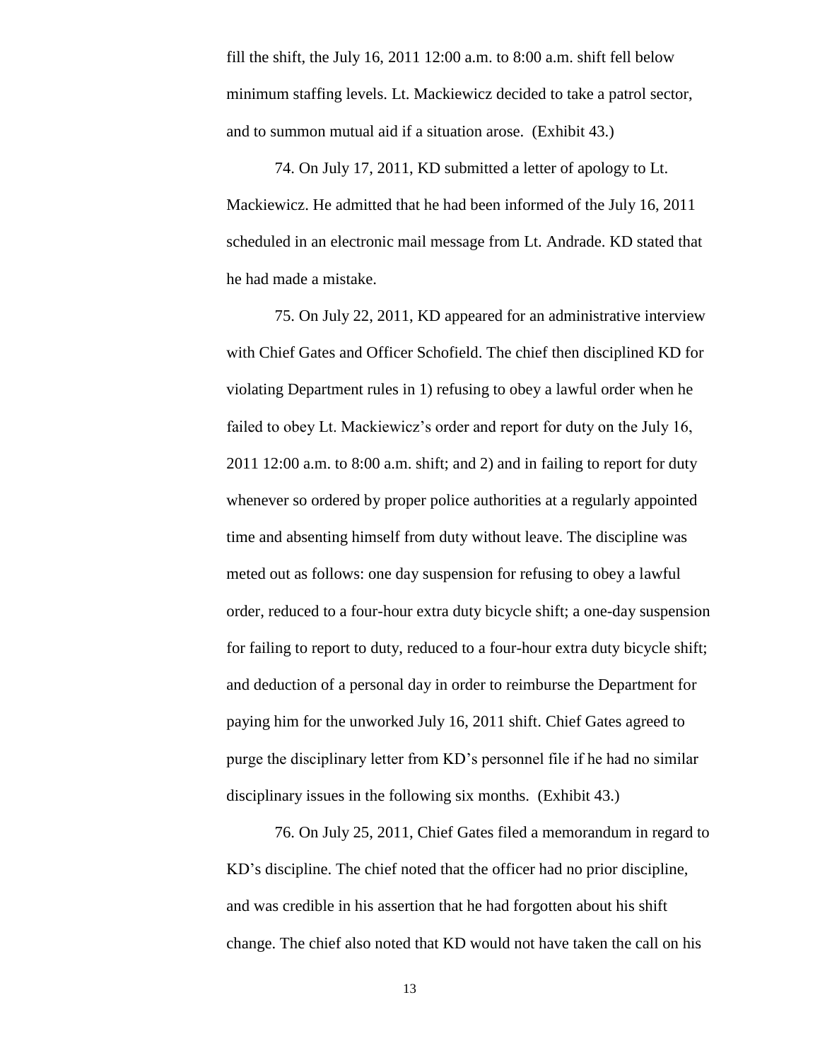fill the shift, the July 16, 2011 12:00 a.m. to 8:00 a.m. shift fell below minimum staffing levels. Lt. Mackiewicz decided to take a patrol sector, and to summon mutual aid if a situation arose. (Exhibit 43.)

74. On July 17, 2011, KD submitted a letter of apology to Lt. Mackiewicz. He admitted that he had been informed of the July 16, 2011 scheduled in an electronic mail message from Lt. Andrade. KD stated that he had made a mistake.

75. On July 22, 2011, KD appeared for an administrative interview with Chief Gates and Officer Schofield. The chief then disciplined KD for violating Department rules in 1) refusing to obey a lawful order when he failed to obey Lt. Mackiewicz's order and report for duty on the July 16, 2011 12:00 a.m. to 8:00 a.m. shift; and 2) and in failing to report for duty whenever so ordered by proper police authorities at a regularly appointed time and absenting himself from duty without leave. The discipline was meted out as follows: one day suspension for refusing to obey a lawful order, reduced to a four-hour extra duty bicycle shift; a one-day suspension for failing to report to duty, reduced to a four-hour extra duty bicycle shift; and deduction of a personal day in order to reimburse the Department for paying him for the unworked July 16, 2011 shift. Chief Gates agreed to purge the disciplinary letter from KD's personnel file if he had no similar disciplinary issues in the following six months. (Exhibit 43.)

76. On July 25, 2011, Chief Gates filed a memorandum in regard to KD's discipline. The chief noted that the officer had no prior discipline, and was credible in his assertion that he had forgotten about his shift change. The chief also noted that KD would not have taken the call on his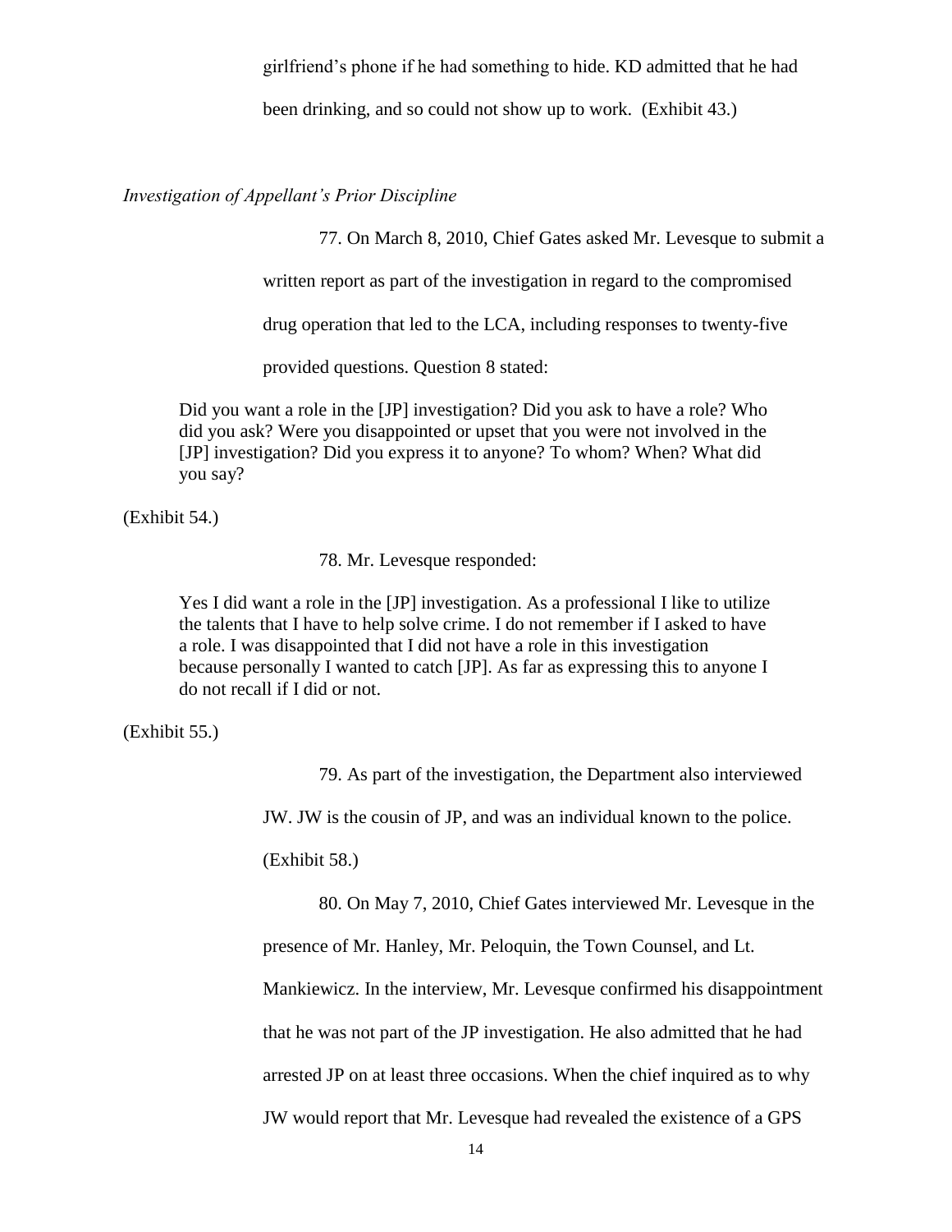girlfriend's phone if he had something to hide. KD admitted that he had been drinking, and so could not show up to work. (Exhibit 43.)

*Investigation of Appellant's Prior Discipline*

77. On March 8, 2010, Chief Gates asked Mr. Levesque to submit a written report as part of the investigation in regard to the compromised drug operation that led to the LCA, including responses to twenty-five provided questions. Question 8 stated:

> Did you want a role in the [JP] investigation? Did you ask to have a role? Who did you ask? Were you disappointed or upset that you were not involved in the [JP] investigation? Did you express it to anyone? To whom? When? What did you say?

(Exhibit 54.)

78. Mr. Levesque responded:

> Yes I did want a role in the [JP] investigation. As a professional I like to utilize the talents that I have to help solve crime. I do not remember if I asked to have a role. I was disappointed that I did not have a role in this investigation because personally I wanted to catch [JP]. As far as expressing this to anyone I do not recall if I did or not.

(Exhibit 55.)

79. As part of the investigation, the Department also interviewed JW. JW is the cousin of JP, and was an individual known to the police. (Exhibit 58.)

80. On May 7, 2010, Chief Gates interviewed Mr. Levesque in the presence of Mr. Hanley, Mr. Peloquin, the Town Counsel, and Lt. Mankiewicz. In the interview, Mr. Levesque confirmed his disappointment that he was not part of the JP investigation. He also admitted that he had arrested JP on at least three occasions. When the chief inquired as to why JW would report that Mr. Levesque had revealed the existence of a GPS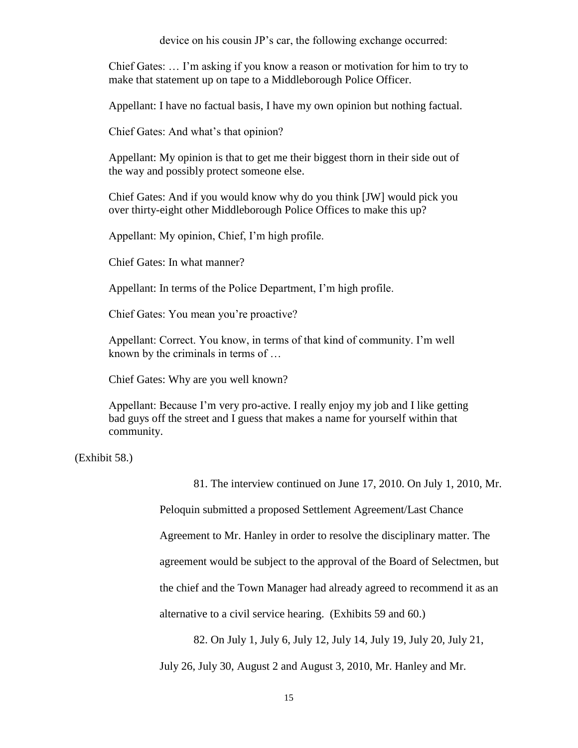device on his cousin JP's car, the following exchange occurred:

> Chief Gates: … I'm asking if you know a reason or motivation for him to try to make that statement up on tape to a Middleborough Police Officer.
>
> Appellant: I have no factual basis, I have my own opinion but nothing factual.
>
> Chief Gates: And what's that opinion?
>
> Appellant: My opinion is that to get me their biggest thorn in their side out of the way and possibly protect someone else.
>
> Chief Gates: And if you would know why do you think [JW] would pick you over thirty-eight other Middleborough Police Offices to make this up?
>
> Appellant: My opinion, Chief, I'm high profile.
>
> Chief Gates: In what manner?
>
> Appellant: In terms of the Police Department, I'm high profile.
>
> Chief Gates: You mean you're proactive?
>
> Appellant: Correct. You know, in terms of that kind of community. I'm well known by the criminals in terms of …
>
> Chief Gates: Why are you well known?
>
> Appellant: Because I'm very pro-active. I really enjoy my job and I like getting bad guys off the street and I guess that makes a name for yourself within that community.

(Exhibit 58.)

81. The interview continued on June 17, 2010. On July 1, 2010, Mr. Peloquin submitted a proposed Settlement Agreement/Last Chance Agreement to Mr. Hanley in order to resolve the disciplinary matter. The agreement would be subject to the approval of the Board of Selectmen, but the chief and the Town Manager had already agreed to recommend it as an alternative to a civil service hearing. (Exhibits 59 and 60.)

82. On July 1, July 6, July 12, July 14, July 19, July 20, July 21, July 26, July 30, August 2 and August 3, 2010, Mr. Hanley and Mr.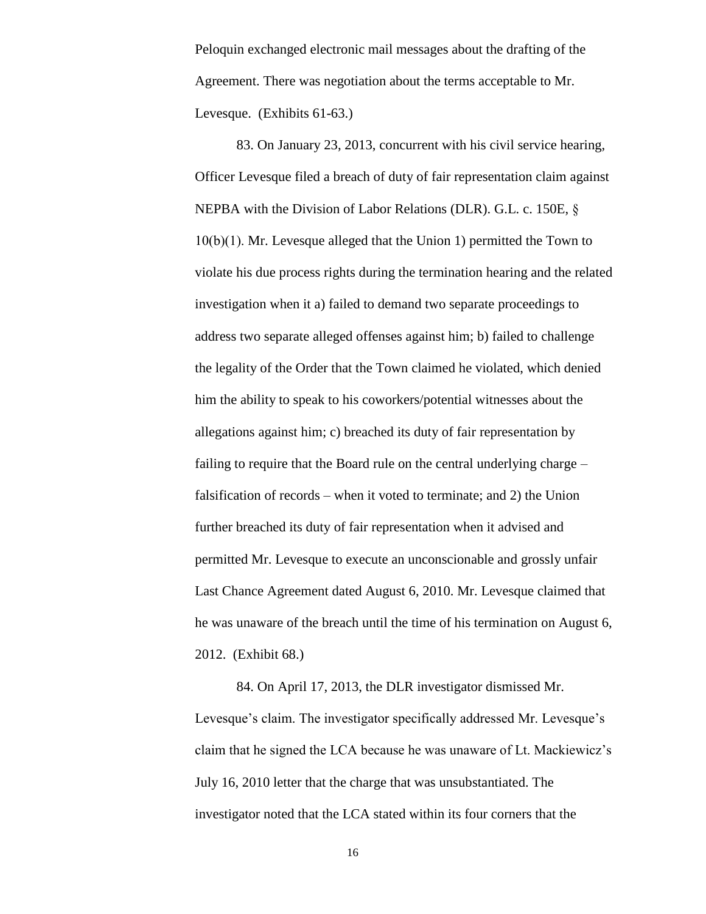Peloquin exchanged electronic mail messages about the drafting of the Agreement. There was negotiation about the terms acceptable to Mr. Levesque. (Exhibits 61-63.)

83. On January 23, 2013, concurrent with his civil service hearing, Officer Levesque filed a breach of duty of fair representation claim against NEPBA with the Division of Labor Relations (DLR). G.L. c. 150E, § 10(b)(1). Mr. Levesque alleged that the Union 1) permitted the Town to violate his due process rights during the termination hearing and the related investigation when it a) failed to demand two separate proceedings to address two separate alleged offenses against him; b) failed to challenge the legality of the Order that the Town claimed he violated, which denied him the ability to speak to his coworkers/potential witnesses about the allegations against him; c) breached its duty of fair representation by failing to require that the Board rule on the central underlying charge – falsification of records – when it voted to terminate; and 2) the Union further breached its duty of fair representation when it advised and permitted Mr. Levesque to execute an unconscionable and grossly unfair Last Chance Agreement dated August 6, 2010. Mr. Levesque claimed that he was unaware of the breach until the time of his termination on August 6, 2012. (Exhibit 68.)

84. On April 17, 2013, the DLR investigator dismissed Mr. Levesque's claim. The investigator specifically addressed Mr. Levesque's claim that he signed the LCA because he was unaware of Lt. Mackiewicz's July 16, 2010 letter that the charge that was unsubstantiated. The investigator noted that the LCA stated within its four corners that the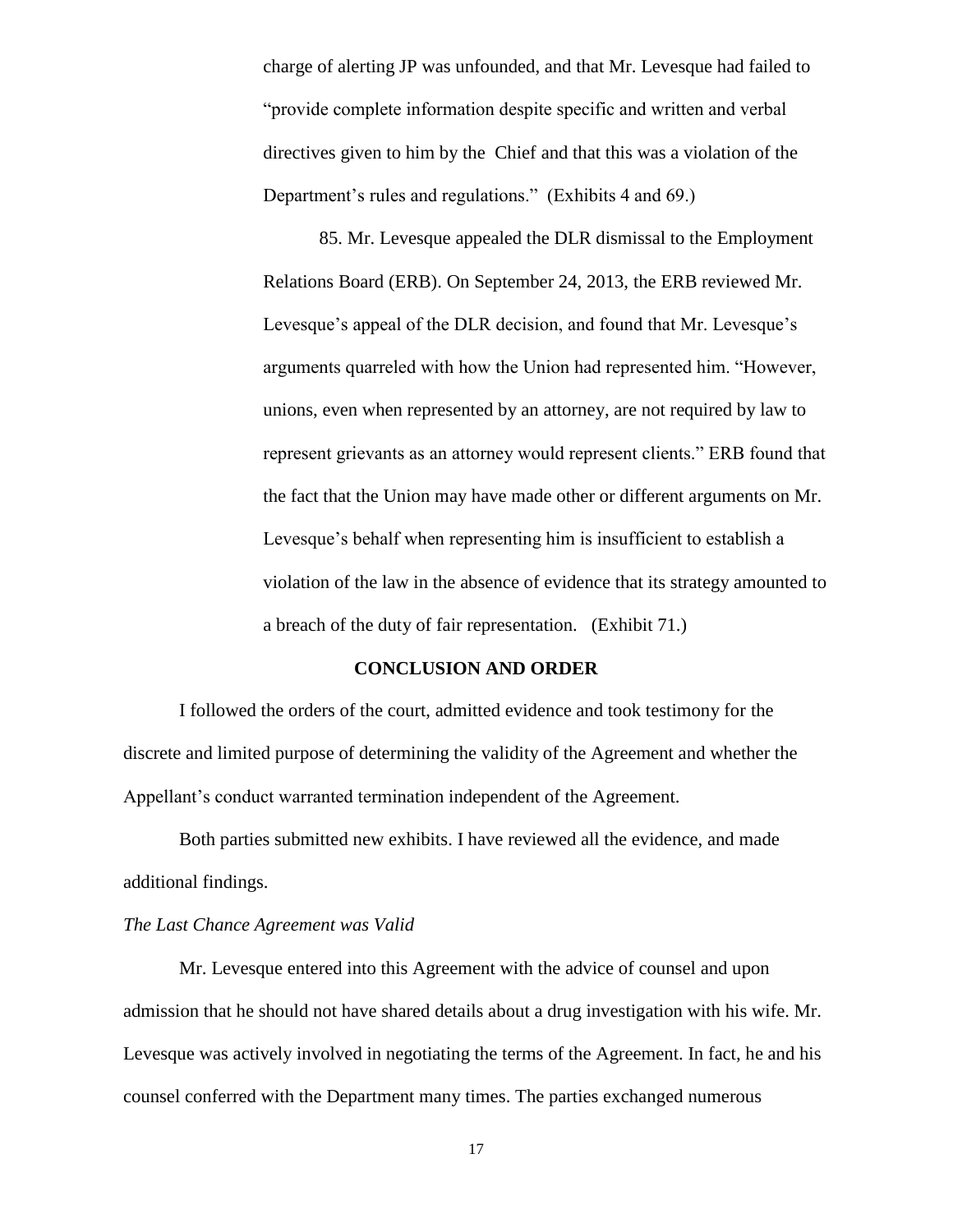charge of alerting JP was unfounded, and that Mr. Levesque had failed to "provide complete information despite specific and written and verbal directives given to him by the Chief and that this was a violation of the Department's rules and regulations." (Exhibits 4 and 69.)

85. Mr. Levesque appealed the DLR dismissal to the Employment Relations Board (ERB). On September 24, 2013, the ERB reviewed Mr. Levesque's appeal of the DLR decision, and found that Mr. Levesque's arguments quarreled with how the Union had represented him. "However, unions, even when represented by an attorney, are not required by law to represent grievants as an attorney would represent clients." ERB found that the fact that the Union may have made other or different arguments on Mr. Levesque's behalf when representing him is insufficient to establish a violation of the law in the absence of evidence that its strategy amounted to a breach of the duty of fair representation. (Exhibit 71.)

**CONCLUSION AND ORDER**

I followed the orders of the court, admitted evidence and took testimony for the discrete and limited purpose of determining the validity of the Agreement and whether the Appellant's conduct warranted termination independent of the Agreement.

Both parties submitted new exhibits. I have reviewed all the evidence, and made additional findings.

*The Last Chance Agreement was Valid*

Mr. Levesque entered into this Agreement with the advice of counsel and upon admission that he should not have shared details about a drug investigation with his wife. Mr. Levesque was actively involved in negotiating the terms of the Agreement. In fact, he and his counsel conferred with the Department many times. The parties exchanged numerous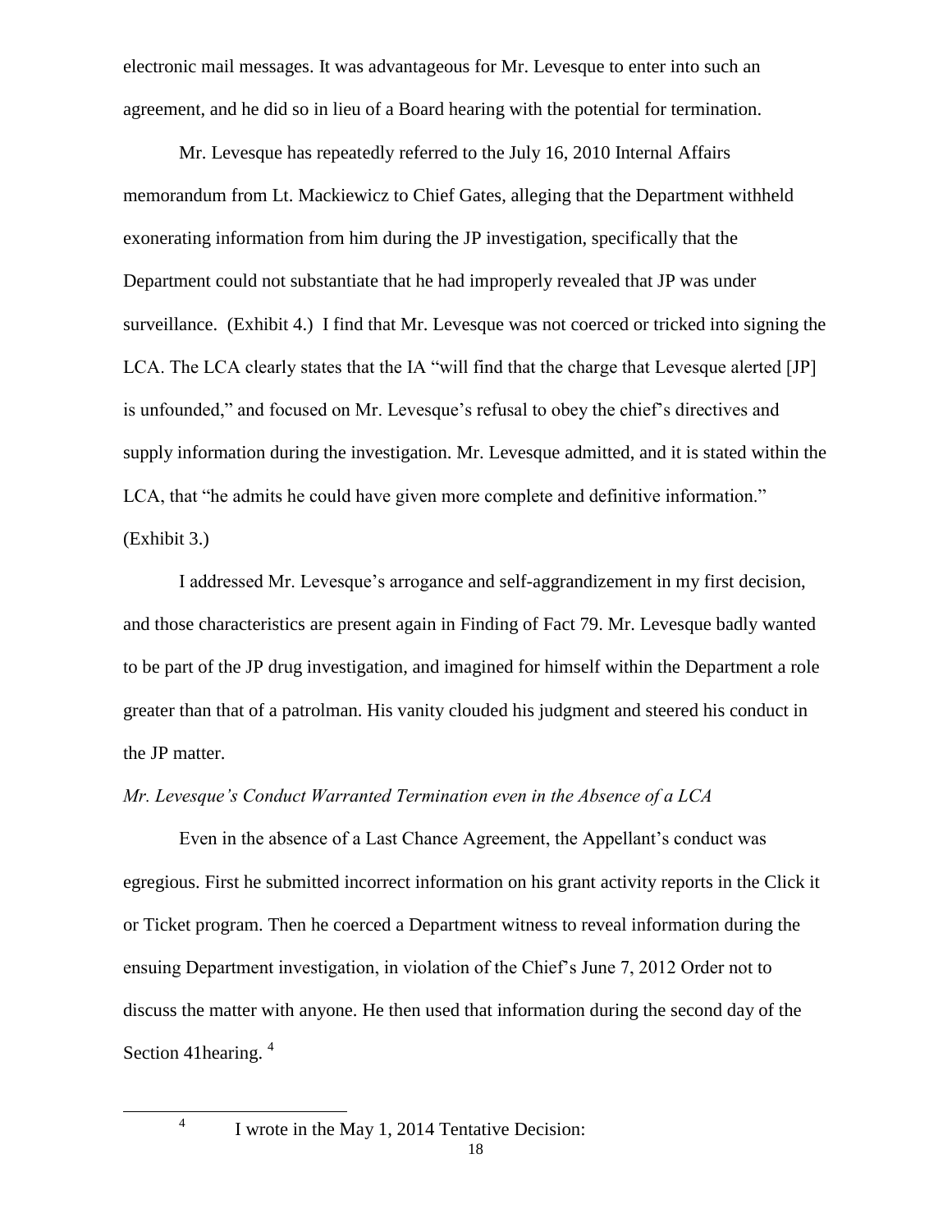electronic mail messages. It was advantageous for Mr. Levesque to enter into such an agreement, and he did so in lieu of a Board hearing with the potential for termination.

Mr. Levesque has repeatedly referred to the July 16, 2010 Internal Affairs memorandum from Lt. Mackiewicz to Chief Gates, alleging that the Department withheld exonerating information from him during the JP investigation, specifically that the Department could not substantiate that he had improperly revealed that JP was under surveillance. (Exhibit 4.) I find that Mr. Levesque was not coerced or tricked into signing the LCA. The LCA clearly states that the IA "will find that the charge that Levesque alerted [JP] is unfounded," and focused on Mr. Levesque's refusal to obey the chief's directives and supply information during the investigation. Mr. Levesque admitted, and it is stated within the LCA, that "he admits he could have given more complete and definitive information." (Exhibit 3.)

I addressed Mr. Levesque's arrogance and self-aggrandizement in my first decision, and those characteristics are present again in Finding of Fact 79. Mr. Levesque badly wanted to be part of the JP drug investigation, and imagined for himself within the Department a role greater than that of a patrolman. His vanity clouded his judgment and steered his conduct in the JP matter.

*Mr. Levesque's Conduct Warranted Termination even in the Absence of a LCA*

Even in the absence of a Last Chance Agreement, the Appellant's conduct was egregious. First he submitted incorrect information on his grant activity reports in the Click it or Ticket program. Then he coerced a Department witness to reveal information during the ensuing Department investigation, in violation of the Chief's June 7, 2012 Order not to discuss the matter with anyone. He then used that information during the second day of the Section 41hearing. [4]

---

[4] I wrote in the May 1, 2014 Tentative Decision: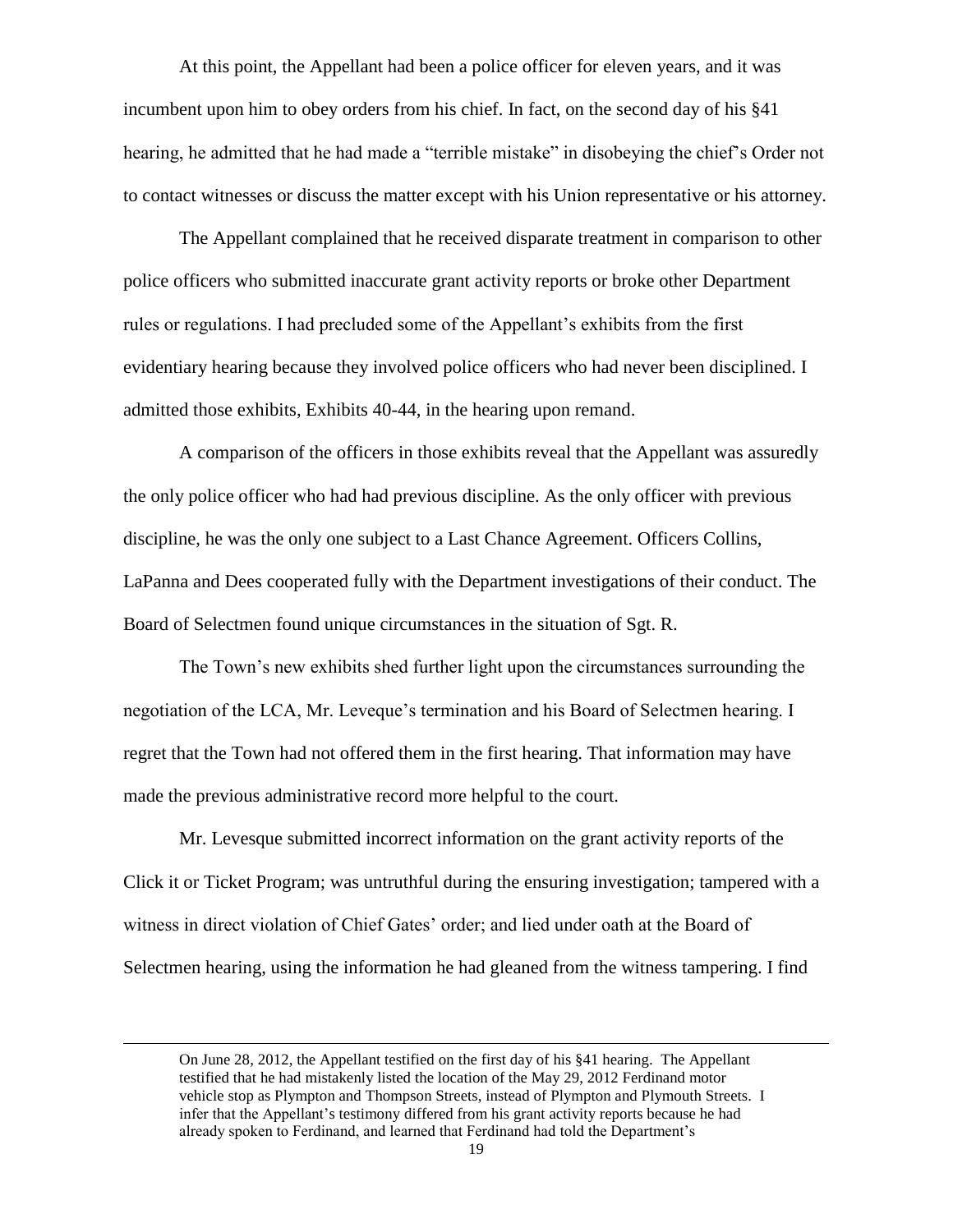At this point, the Appellant had been a police officer for eleven years, and it was incumbent upon him to obey orders from his chief. In fact, on the second day of his §41 hearing, he admitted that he had made a "terrible mistake" in disobeying the chief's Order not to contact witnesses or discuss the matter except with his Union representative or his attorney.

The Appellant complained that he received disparate treatment in comparison to other police officers who submitted inaccurate grant activity reports or broke other Department rules or regulations. I had precluded some of the Appellant's exhibits from the first evidentiary hearing because they involved police officers who had never been disciplined. I admitted those exhibits, Exhibits 40-44, in the hearing upon remand.

A comparison of the officers in those exhibits reveal that the Appellant was assuredly the only police officer who had had previous discipline. As the only officer with previous discipline, he was the only one subject to a Last Chance Agreement. Officers Collins, LaPanna and Dees cooperated fully with the Department investigations of their conduct. The Board of Selectmen found unique circumstances in the situation of Sgt. R.

The Town's new exhibits shed further light upon the circumstances surrounding the negotiation of the LCA, Mr. Leveque's termination and his Board of Selectmen hearing. I regret that the Town had not offered them in the first hearing. That information may have made the previous administrative record more helpful to the court.

Mr. Levesque submitted incorrect information on the grant activity reports of the Click it or Ticket Program; was untruthful during the ensuring investigation; tampered with a witness in direct violation of Chief Gates' order; and lied under oath at the Board of Selectmen hearing, using the information he had gleaned from the witness tampering. I find

---

On June 28, 2012, the Appellant testified on the first day of his §41 hearing. The Appellant testified that he had mistakenly listed the location of the May 29, 2012 Ferdinand motor vehicle stop as Plympton and Thompson Streets, instead of Plympton and Plymouth Streets. I infer that the Appellant's testimony differed from his grant activity reports because he had already spoken to Ferdinand, and learned that Ferdinand had told the Department's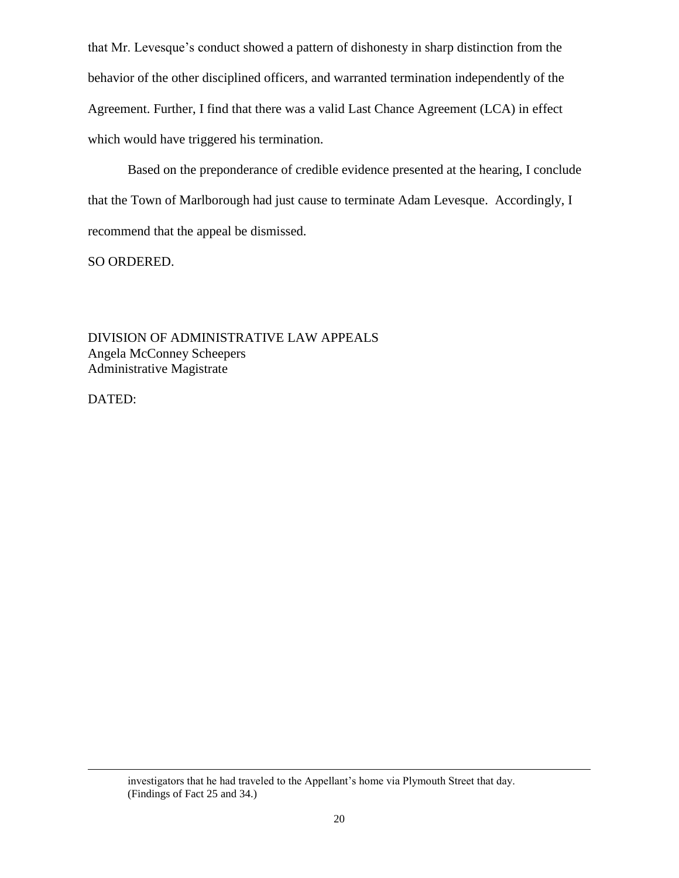that Mr. Levesque's conduct showed a pattern of dishonesty in sharp distinction from the behavior of the other disciplined officers, and warranted termination independently of the Agreement. Further, I find that there was a valid Last Chance Agreement (LCA) in effect which would have triggered his termination.

Based on the preponderance of credible evidence presented at the hearing, I conclude that the Town of Marlborough had just cause to terminate Adam Levesque. Accordingly, I recommend that the appeal be dismissed.

SO ORDERED.

DIVISION OF ADMINISTRATIVE LAW APPEALS
Angela McConney Scheepers
Administrative Magistrate

DATED:

---

investigators that he had traveled to the Appellant's home via Plymouth Street that day. (Findings of Fact 25 and 34.)